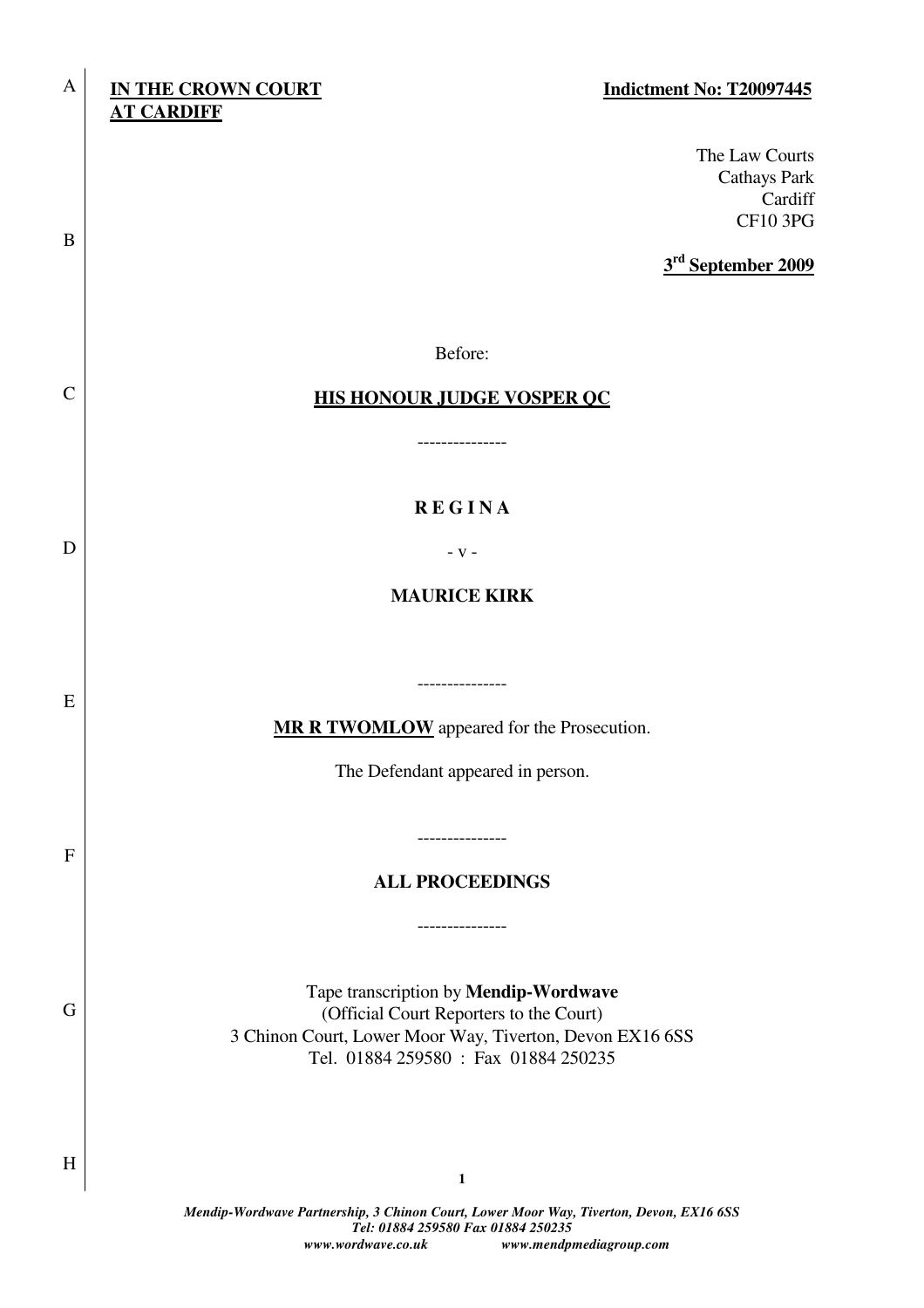**IN THE CROWN COURT AT CARDIFF**

**Indictment No: T20097445**

The Law Courts
Cathays Park
Cardiff
CF10 3PG

**3rd September 2009**

Before:

**HIS HONOUR JUDGE VOSPER QC**

---------------

**R E G I N A**

\- v -

**MAURICE KIRK**

---------------

**MR R TWOMLOW** appeared for the Prosecution.

The Defendant appeared in person.

---------------

**ALL PROCEEDINGS**

---------------

Tape transcription by **Mendip-Wordwave**
(Official Court Reporters to the Court)
3 Chinon Court, Lower Moor Way, Tiverton, Devon EX16 6SS
Tel. 01884 259580 : Fax 01884 250235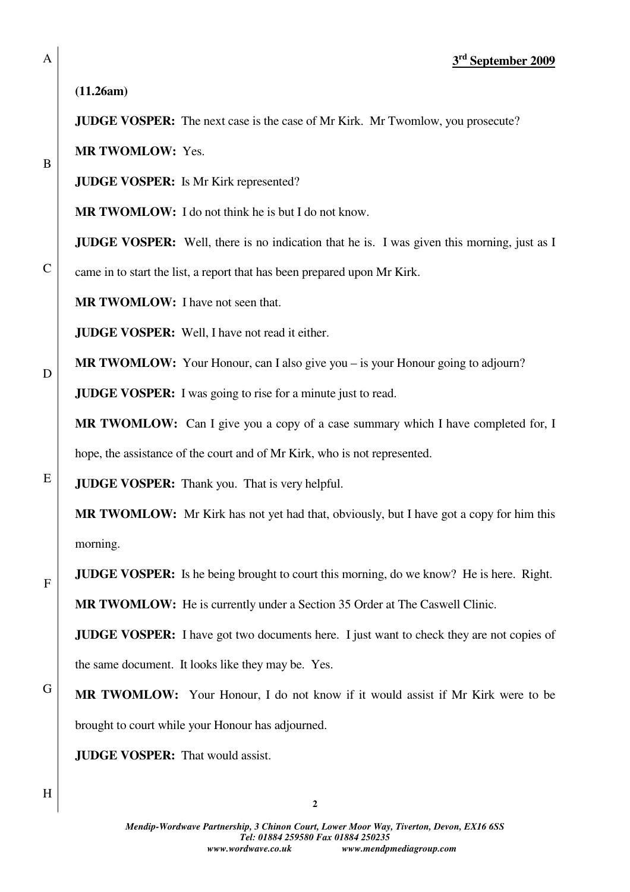**3rd September 2009**

**(11.26am)**

**JUDGE VOSPER:** The next case is the case of Mr Kirk. Mr Twomlow, you prosecute?

**MR TWOMLOW:** Yes.

**JUDGE VOSPER:** Is Mr Kirk represented?

**MR TWOMLOW:** I do not think he is but I do not know.

**JUDGE VOSPER:** Well, there is no indication that he is. I was given this morning, just as I came in to start the list, a report that has been prepared upon Mr Kirk.

**MR TWOMLOW:** I have not seen that.

**JUDGE VOSPER:** Well, I have not read it either.

**MR TWOMLOW:** Your Honour, can I also give you – is your Honour going to adjourn?

**JUDGE VOSPER:** I was going to rise for a minute just to read.

**MR TWOMLOW:** Can I give you a copy of a case summary which I have completed for, I hope, the assistance of the court and of Mr Kirk, who is not represented.

**JUDGE VOSPER:** Thank you. That is very helpful.

**MR TWOMLOW:** Mr Kirk has not yet had that, obviously, but I have got a copy for him this morning.

**JUDGE VOSPER:** Is he being brought to court this morning, do we know? He is here. Right.

**MR TWOMLOW:** He is currently under a Section 35 Order at The Caswell Clinic.

**JUDGE VOSPER:** I have got two documents here. I just want to check they are not copies of the same document. It looks like they may be. Yes.

**MR TWOMLOW:** Your Honour, I do not know if it would assist if Mr Kirk were to be brought to court while your Honour has adjourned.

**JUDGE VOSPER:** That would assist.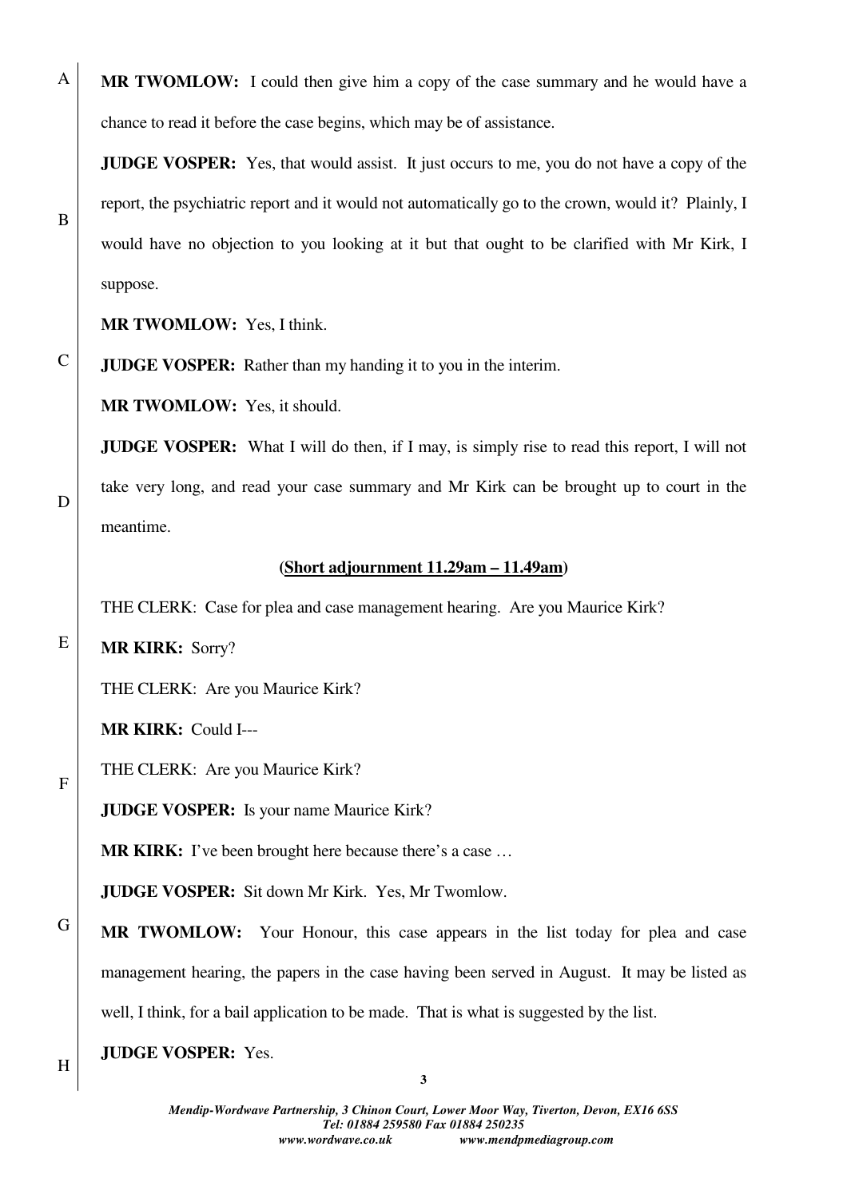**MR TWOMLOW:** I could then give him a copy of the case summary and he would have a chance to read it before the case begins, which may be of assistance.

**JUDGE VOSPER:** Yes, that would assist. It just occurs to me, you do not have a copy of the report, the psychiatric report and it would not automatically go to the crown, would it? Plainly, I would have no objection to you looking at it but that ought to be clarified with Mr Kirk, I suppose.

**MR TWOMLOW:** Yes, I think.

**JUDGE VOSPER:** Rather than my handing it to you in the interim.

**MR TWOMLOW:** Yes, it should.

**JUDGE VOSPER:** What I will do then, if I may, is simply rise to read this report, I will not take very long, and read your case summary and Mr Kirk can be brought up to court in the meantime.

**(<u>Short adjournment 11.29am – 11.49am</u>)**

THE CLERK: Case for plea and case management hearing. Are you Maurice Kirk?

**MR KIRK:** Sorry?

THE CLERK: Are you Maurice Kirk?

**MR KIRK:** Could I---

THE CLERK: Are you Maurice Kirk?

**JUDGE VOSPER:** Is your name Maurice Kirk?

**MR KIRK:** I've been brought here because there's a case …

**JUDGE VOSPER:** Sit down Mr Kirk. Yes, Mr Twomlow.

**MR TWOMLOW:** Your Honour, this case appears in the list today for plea and case management hearing, the papers in the case having been served in August. It may be listed as well, I think, for a bail application to be made. That is what is suggested by the list.

**JUDGE VOSPER:** Yes.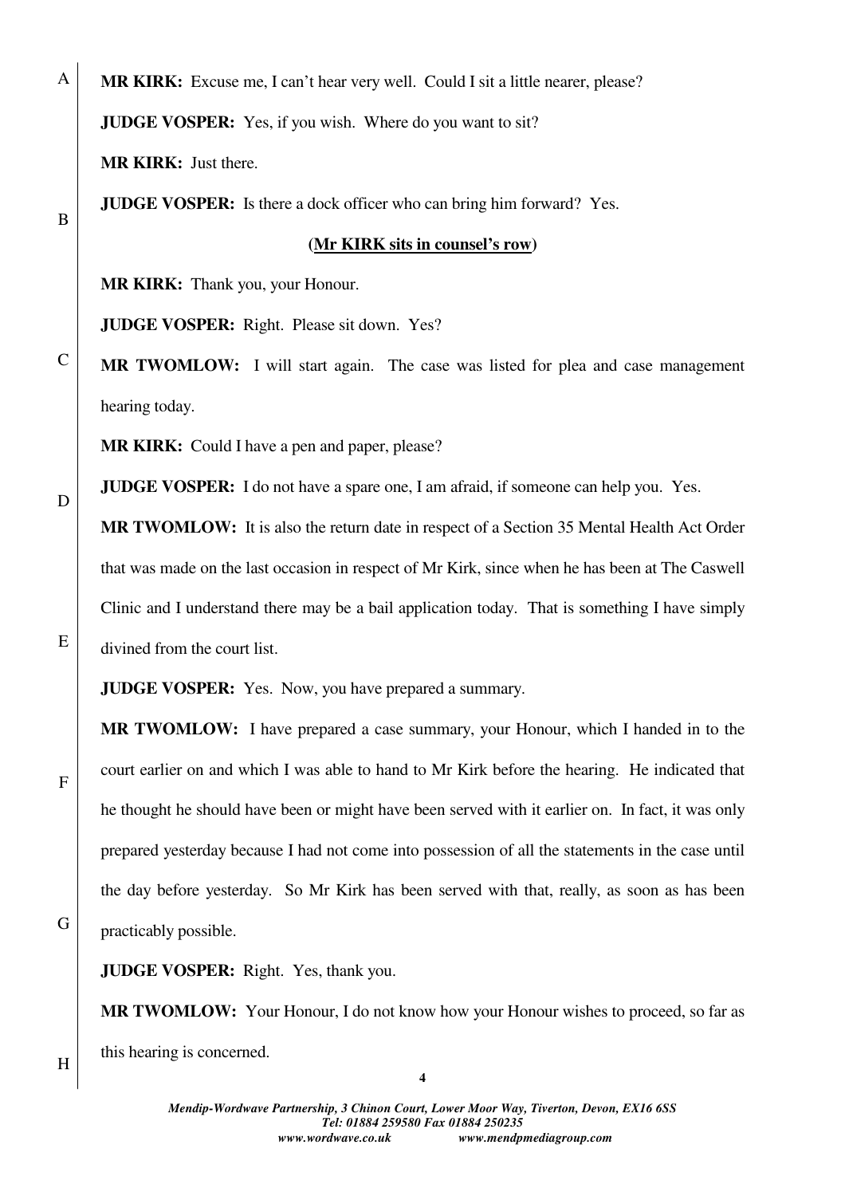**MR KIRK:** Excuse me, I can't hear very well. Could I sit a little nearer, please?

**JUDGE VOSPER:** Yes, if you wish. Where do you want to sit?

**MR KIRK:** Just there.

**JUDGE VOSPER:** Is there a dock officer who can bring him forward? Yes.

**(<u>Mr KIRK sits in counsel's row</u>)**

**MR KIRK:** Thank you, your Honour.

**JUDGE VOSPER:** Right. Please sit down. Yes?

**MR TWOMLOW:** I will start again. The case was listed for plea and case management hearing today.

**MR KIRK:** Could I have a pen and paper, please?

**JUDGE VOSPER:** I do not have a spare one, I am afraid, if someone can help you. Yes.

**MR TWOMLOW:** It is also the return date in respect of a Section 35 Mental Health Act Order that was made on the last occasion in respect of Mr Kirk, since when he has been at The Caswell Clinic and I understand there may be a bail application today. That is something I have simply divined from the court list.

**JUDGE VOSPER:** Yes. Now, you have prepared a summary.

**MR TWOMLOW:** I have prepared a case summary, your Honour, which I handed in to the court earlier on and which I was able to hand to Mr Kirk before the hearing. He indicated that he thought he should have been or might have been served with it earlier on. In fact, it was only prepared yesterday because I had not come into possession of all the statements in the case until the day before yesterday. So Mr Kirk has been served with that, really, as soon as has been practicably possible.

**JUDGE VOSPER:** Right. Yes, thank you.

**MR TWOMLOW:** Your Honour, I do not know how your Honour wishes to proceed, so far as this hearing is concerned.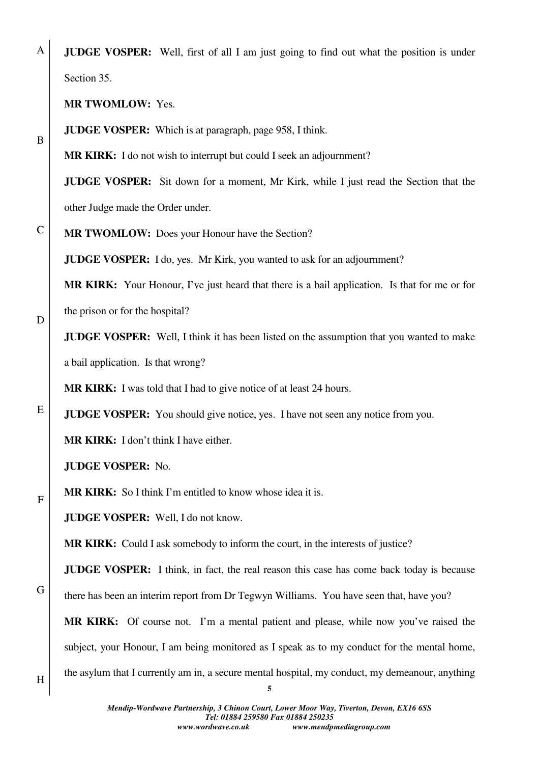**JUDGE VOSPER:** Well, first of all I am just going to find out what the position is under Section 35.

**MR TWOMLOW:** Yes.

**JUDGE VOSPER:** Which is at paragraph, page 958, I think.

**MR KIRK:** I do not wish to interrupt but could I seek an adjournment?

**JUDGE VOSPER:** Sit down for a moment, Mr Kirk, while I just read the Section that the other Judge made the Order under.

**MR TWOMLOW:** Does your Honour have the Section?

**JUDGE VOSPER:** I do, yes. Mr Kirk, you wanted to ask for an adjournment?

**MR KIRK:** Your Honour, I've just heard that there is a bail application. Is that for me or for the prison or for the hospital?

**JUDGE VOSPER:** Well, I think it has been listed on the assumption that you wanted to make a bail application. Is that wrong?

**MR KIRK:** I was told that I had to give notice of at least 24 hours.

**JUDGE VOSPER:** You should give notice, yes. I have not seen any notice from you.

**MR KIRK:** I don't think I have either.

**JUDGE VOSPER:** No.

**MR KIRK:** So I think I'm entitled to know whose idea it is.

**JUDGE VOSPER:** Well, I do not know.

**MR KIRK:** Could I ask somebody to inform the court, in the interests of justice?

**JUDGE VOSPER:** I think, in fact, the real reason this case has come back today is because there has been an interim report from Dr Tegwyn Williams. You have seen that, have you?

**MR KIRK:** Of course not. I'm a mental patient and please, while now you've raised the subject, your Honour, I am being monitored as I speak as to my conduct for the mental home, the asylum that I currently am in, a secure mental hospital, my conduct, my demeanour, anything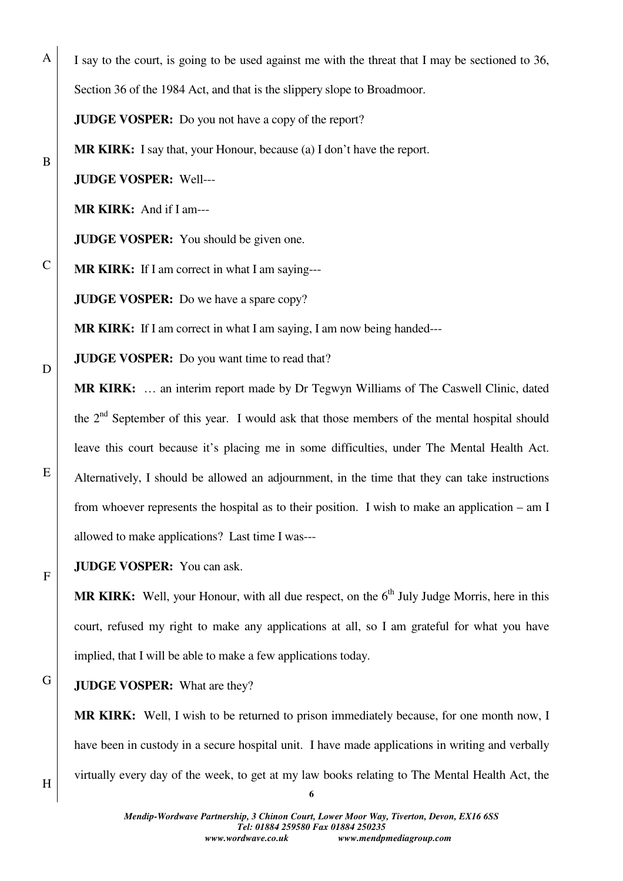I say to the court, is going to be used against me with the threat that I may be sectioned to 36, Section 36 of the 1984 Act, and that is the slippery slope to Broadmoor.

**JUDGE VOSPER:** Do you not have a copy of the report?

**MR KIRK:** I say that, your Honour, because (a) I don't have the report.

**JUDGE VOSPER:** Well---

**MR KIRK:** And if I am---

**JUDGE VOSPER:** You should be given one.

**MR KIRK:** If I am correct in what I am saying---

**JUDGE VOSPER:** Do we have a spare copy?

**MR KIRK:** If I am correct in what I am saying, I am now being handed---

**JUDGE VOSPER:** Do you want time to read that?

**MR KIRK:** … an interim report made by Dr Tegwyn Williams of The Caswell Clinic, dated the 2nd September of this year. I would ask that those members of the mental hospital should leave this court because it's placing me in some difficulties, under The Mental Health Act. Alternatively, I should be allowed an adjournment, in the time that they can take instructions from whoever represents the hospital as to their position. I wish to make an application – am I allowed to make applications? Last time I was---

**JUDGE VOSPER:** You can ask.

**MR KIRK:** Well, your Honour, with all due respect, on the 6th July Judge Morris, here in this court, refused my right to make any applications at all, so I am grateful for what you have implied, that I will be able to make a few applications today.

**JUDGE VOSPER:** What are they?

**MR KIRK:** Well, I wish to be returned to prison immediately because, for one month now, I have been in custody in a secure hospital unit. I have made applications in writing and verbally virtually every day of the week, to get at my law books relating to The Mental Health Act, the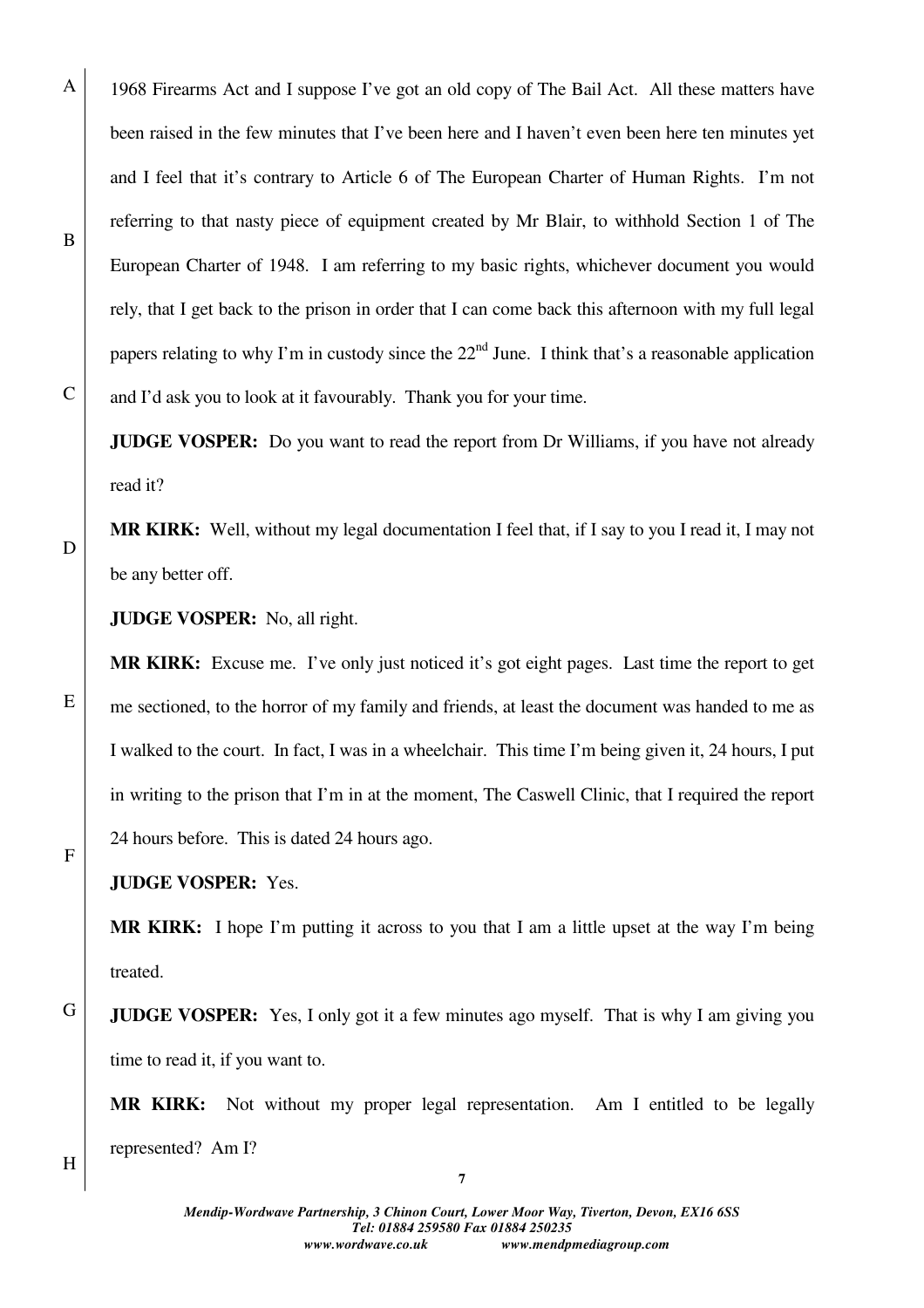1968 Firearms Act and I suppose I've got an old copy of The Bail Act. All these matters have been raised in the few minutes that I've been here and I haven't even been here ten minutes yet and I feel that it's contrary to Article 6 of The European Charter of Human Rights. I'm not referring to that nasty piece of equipment created by Mr Blair, to withhold Section 1 of The European Charter of 1948. I am referring to my basic rights, whichever document you would rely, that I get back to the prison in order that I can come back this afternoon with my full legal papers relating to why I'm in custody since the 22nd June. I think that's a reasonable application and I'd ask you to look at it favourably. Thank you for your time.

**JUDGE VOSPER:** Do you want to read the report from Dr Williams, if you have not already read it?

**MR KIRK:** Well, without my legal documentation I feel that, if I say to you I read it, I may not be any better off.

**JUDGE VOSPER:** No, all right.

**MR KIRK:** Excuse me. I've only just noticed it's got eight pages. Last time the report to get me sectioned, to the horror of my family and friends, at least the document was handed to me as I walked to the court. In fact, I was in a wheelchair. This time I'm being given it, 24 hours, I put in writing to the prison that I'm in at the moment, The Caswell Clinic, that I required the report 24 hours before. This is dated 24 hours ago.

**JUDGE VOSPER:** Yes.

**MR KIRK:** I hope I'm putting it across to you that I am a little upset at the way I'm being treated.

**JUDGE VOSPER:** Yes, I only got it a few minutes ago myself. That is why I am giving you time to read it, if you want to.

**MR KIRK:** Not without my proper legal representation. Am I entitled to be legally represented? Am I?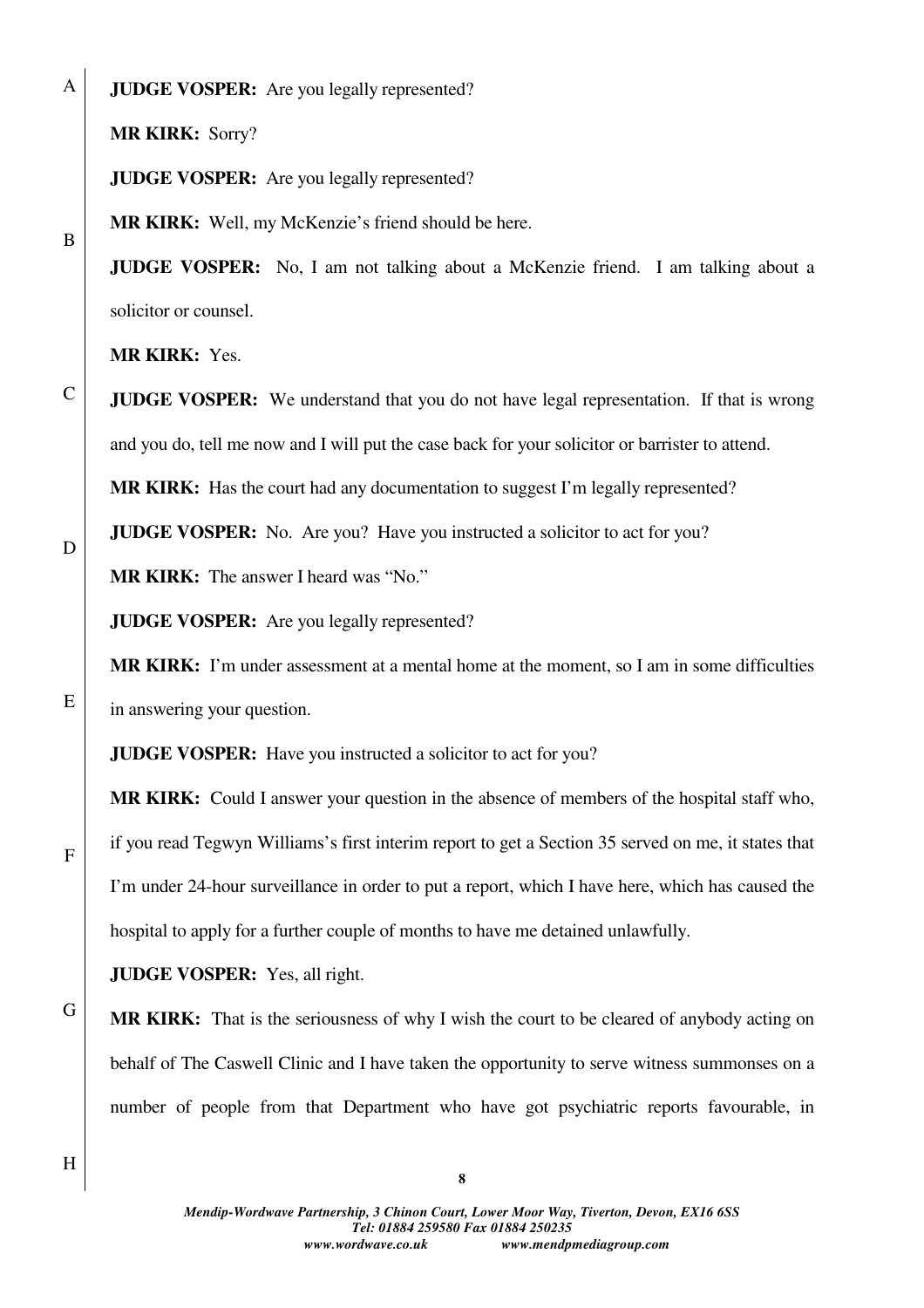**JUDGE VOSPER:** Are you legally represented?

**MR KIRK:** Sorry?

**JUDGE VOSPER:** Are you legally represented?

**MR KIRK:** Well, my McKenzie's friend should be here.

**JUDGE VOSPER:** No, I am not talking about a McKenzie friend. I am talking about a solicitor or counsel.

**MR KIRK:** Yes.

**JUDGE VOSPER:** We understand that you do not have legal representation. If that is wrong and you do, tell me now and I will put the case back for your solicitor or barrister to attend.

**MR KIRK:** Has the court had any documentation to suggest I'm legally represented?

**JUDGE VOSPER:** No. Are you? Have you instructed a solicitor to act for you?

**MR KIRK:** The answer I heard was "No."

**JUDGE VOSPER:** Are you legally represented?

**MR KIRK:** I'm under assessment at a mental home at the moment, so I am in some difficulties in answering your question.

**JUDGE VOSPER:** Have you instructed a solicitor to act for you?

**MR KIRK:** Could I answer your question in the absence of members of the hospital staff who, if you read Tegwyn Williams's first interim report to get a Section 35 served on me, it states that I'm under 24-hour surveillance in order to put a report, which I have here, which has caused the hospital to apply for a further couple of months to have me detained unlawfully.

**JUDGE VOSPER:** Yes, all right.

**MR KIRK:** That is the seriousness of why I wish the court to be cleared of anybody acting on behalf of The Caswell Clinic and I have taken the opportunity to serve witness summonses on a number of people from that Department who have got psychiatric reports favourable, in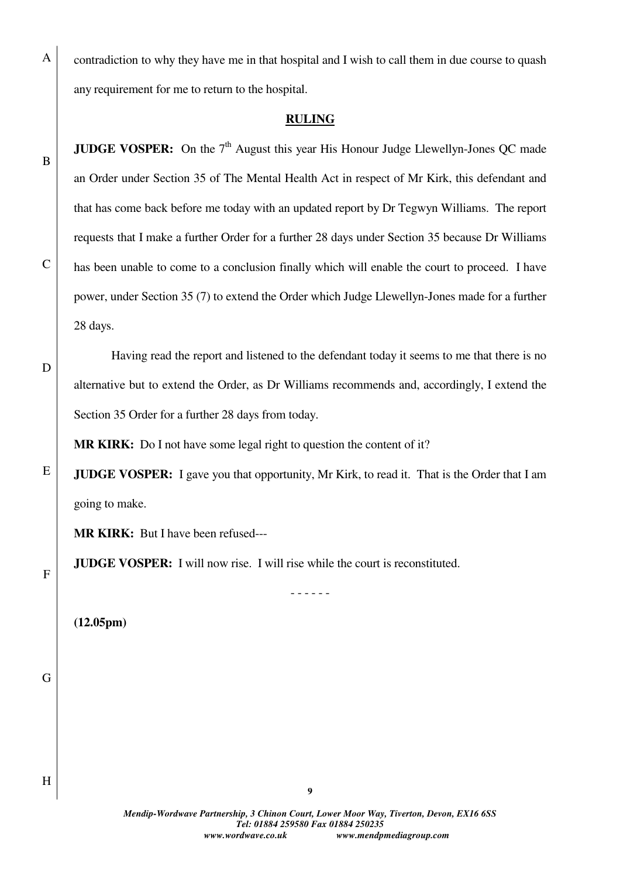contradiction to why they have me in that hospital and I wish to call them in due course to quash any requirement for me to return to the hospital.

## RULING

**JUDGE VOSPER:** On the 7th August this year His Honour Judge Llewellyn-Jones QC made an Order under Section 35 of The Mental Health Act in respect of Mr Kirk, this defendant and that has come back before me today with an updated report by Dr Tegwyn Williams. The report requests that I make a further Order for a further 28 days under Section 35 because Dr Williams has been unable to come to a conclusion finally which will enable the court to proceed. I have power, under Section 35 (7) to extend the Order which Judge Llewellyn-Jones made for a further 28 days.

Having read the report and listened to the defendant today it seems to me that there is no alternative but to extend the Order, as Dr Williams recommends and, accordingly, I extend the Section 35 Order for a further 28 days from today.

**MR KIRK:** Do I not have some legal right to question the content of it?

**JUDGE VOSPER:** I gave you that opportunity, Mr Kirk, to read it. That is the Order that I am going to make.

**MR KIRK:** But I have been refused---

**JUDGE VOSPER:** I will now rise. I will rise while the court is reconstituted.

\- - - - - -

**(12.05pm)**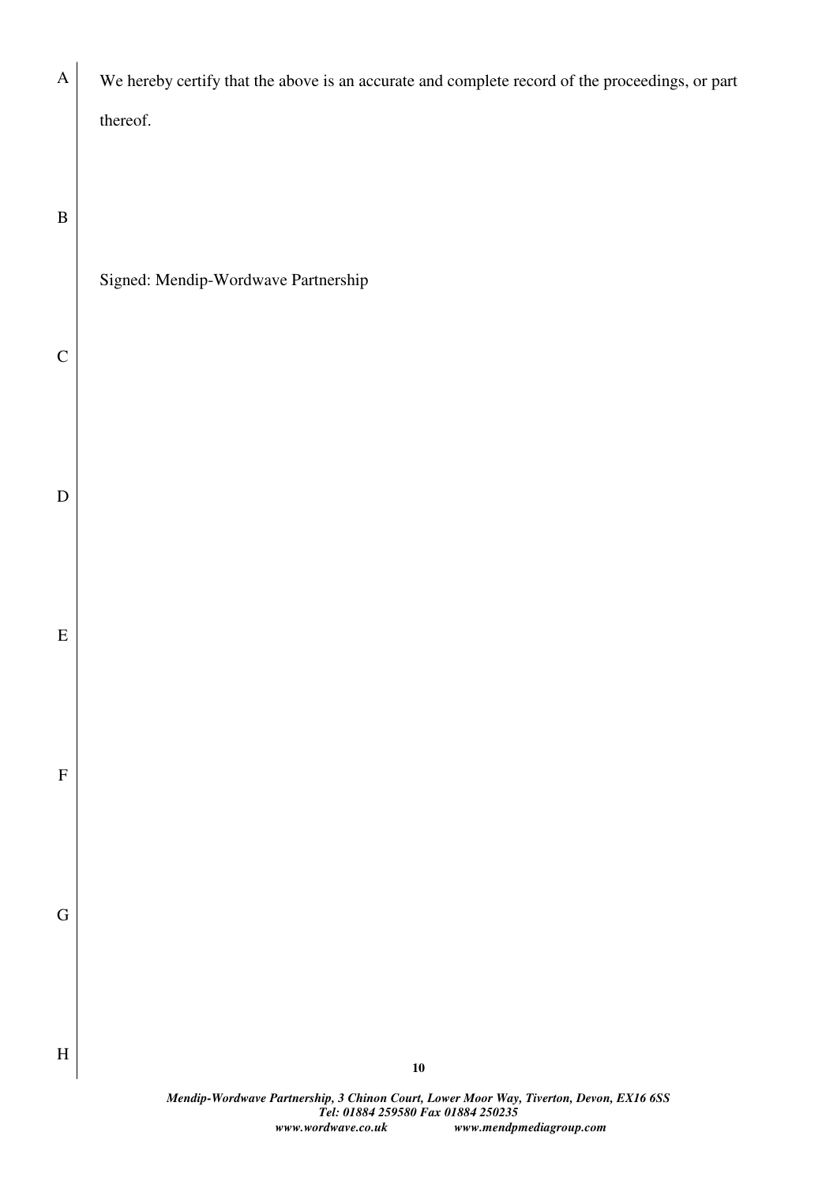We hereby certify that the above is an accurate and complete record of the proceedings, or part thereof.

Signed: Mendip-Wordwave Partnership